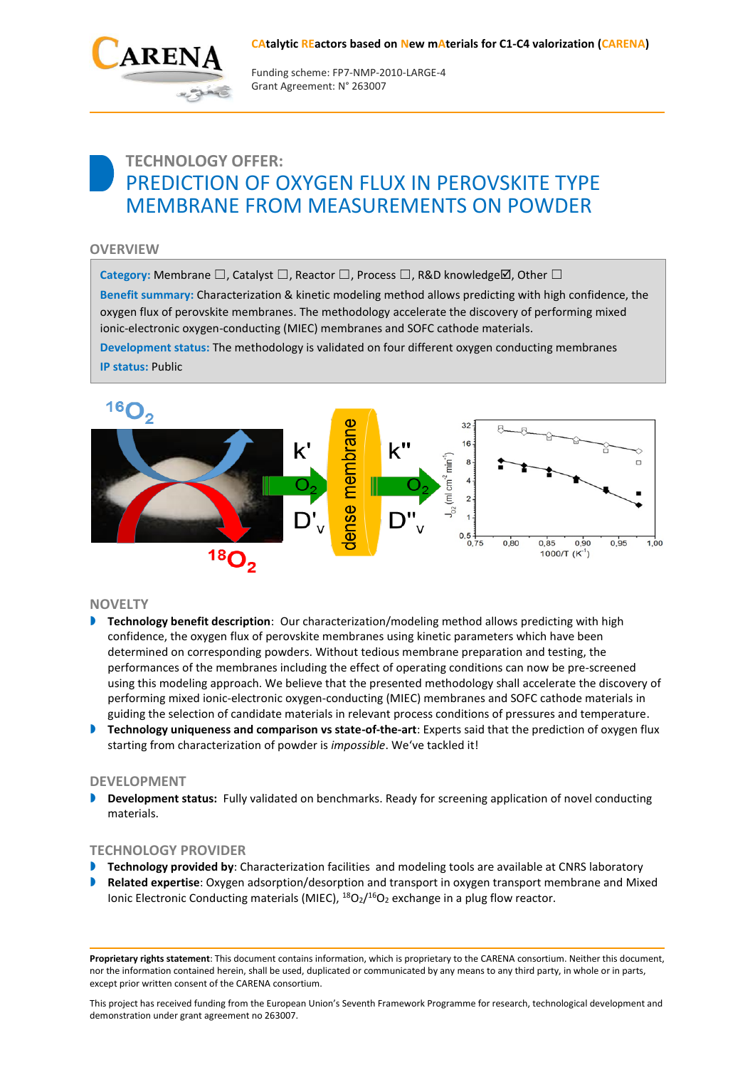**CAtalytic REactors based on New mAterials for C1-C4 valorization (CARENA)**

Funding scheme: FP7-NMP-2010-LARGE-4
Grant Agreement: N° 263007

# TECHNOLOGY OFFER:
# PREDICTION OF OXYGEN FLUX IN PEROVSKITE TYPE MEMBRANE FROM MEASUREMENTS ON POWDER

## OVERVIEW

**Category:** Membrane ☐, Catalyst ☐, Reactor ☐, Process ☐, R&D knowledge☑, Other ☐

**Benefit summary:** Characterization & kinetic modeling method allows predicting with high confidence, the oxygen flux of perovskite membranes. The methodology accelerate the discovery of performing mixed ionic-electronic oxygen-conducting (MIEC) membranes and SOFC cathode materials.

**Development status:** The methodology is validated on four different oxygen conducting membranes

**IP status:** Public

## NOVELTY

- **Technology benefit description**: Our characterization/modeling method allows predicting with high confidence, the oxygen flux of perovskite membranes using kinetic parameters which have been determined on corresponding powders. Without tedious membrane preparation and testing, the performances of the membranes including the effect of operating conditions can now be pre-screened using this modeling approach. We believe that the presented methodology shall accelerate the discovery of performing mixed ionic-electronic oxygen-conducting (MIEC) membranes and SOFC cathode materials in guiding the selection of candidate materials in relevant process conditions of pressures and temperature.
- **Technology uniqueness and comparison vs state-of-the-art**: Experts said that the prediction of oxygen flux starting from characterization of powder is *impossible*. We've tackled it!

## DEVELOPMENT

- **Development status:** Fully validated on benchmarks. Ready for screening application of novel conducting materials.

## TECHNOLOGY PROVIDER

- **Technology provided by**: Characterization facilities and modeling tools are available at CNRS laboratory
- **Related expertise**: Oxygen adsorption/desorption and transport in oxygen transport membrane and Mixed Ionic Electronic Conducting materials (MIEC), $^{18}O_2/^{16}O_2$ exchange in a plug flow reactor.

**Proprietary rights statement**: This document contains information, which is proprietary to the CARENA consortium. Neither this document, nor the information contained herein, shall be used, duplicated or communicated by any means to any third party, in whole or in parts, except prior written consent of the CARENA consortium.

This project has received funding from the European Union's Seventh Framework Programme for research, technological development and demonstration under grant agreement no 263007.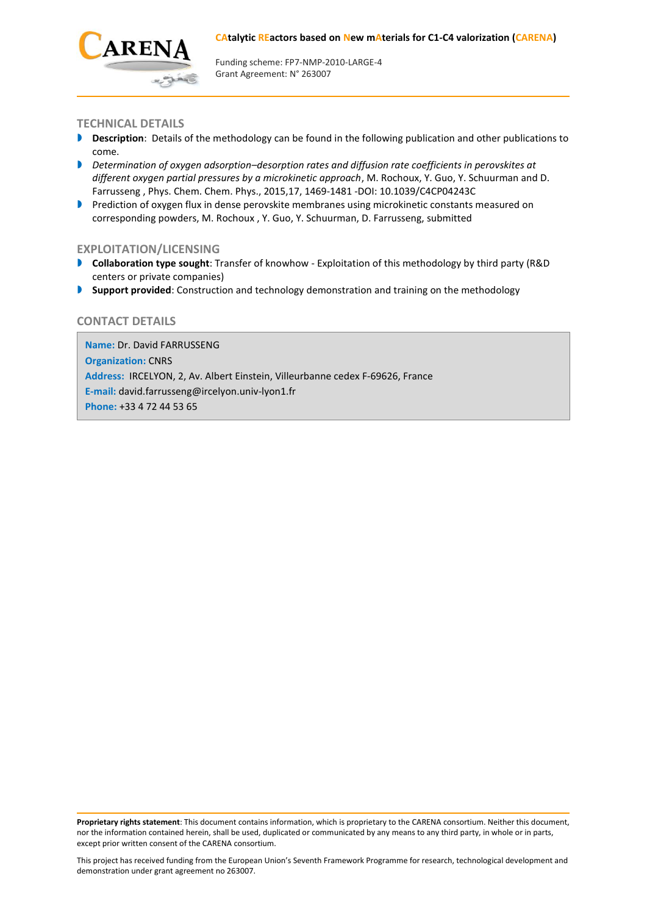## TECHNICAL DETAILS

- **Description**: Details of the methodology can be found in the following publication and other publications to come.
- *Determination of oxygen adsorption–desorption rates and diffusion rate coefficients in perovskites at different oxygen partial pressures by a microkinetic approach*, M. Rochoux, Y. Guo, Y. Schuurman and D. Farrusseng , Phys. Chem. Chem. Phys., 2015,17, 1469-1481 -DOI: 10.1039/C4CP04243C
- Prediction of oxygen flux in dense perovskite membranes using microkinetic constants measured on corresponding powders, M. Rochoux , Y. Guo, Y. Schuurman, D. Farrusseng, submitted

## EXPLOITATION/LICENSING

- **Collaboration type sought**: Transfer of knowhow - Exploitation of this methodology by third party (R&D centers or private companies)
- **Support provided**: Construction and technology demonstration and training on the methodology

## CONTACT DETAILS

**Name:** Dr. David FARRUSSENG
**Organization:** CNRS
**Address:** IRCELYON, 2, Av. Albert Einstein, Villeurbanne cedex F-69626, France
**E-mail:** david.farrusseng@ircelyon.univ-lyon1.fr
**Phone:** +33 4 72 44 53 65

**Proprietary rights statement**: This document contains information, which is proprietary to the CARENA consortium. Neither this document, nor the information contained herein, shall be used, duplicated or communicated by any means to any third party, in whole or in parts, except prior written consent of the CARENA consortium.

This project has received funding from the European Union's Seventh Framework Programme for research, technological development and demonstration under grant agreement no 263007.